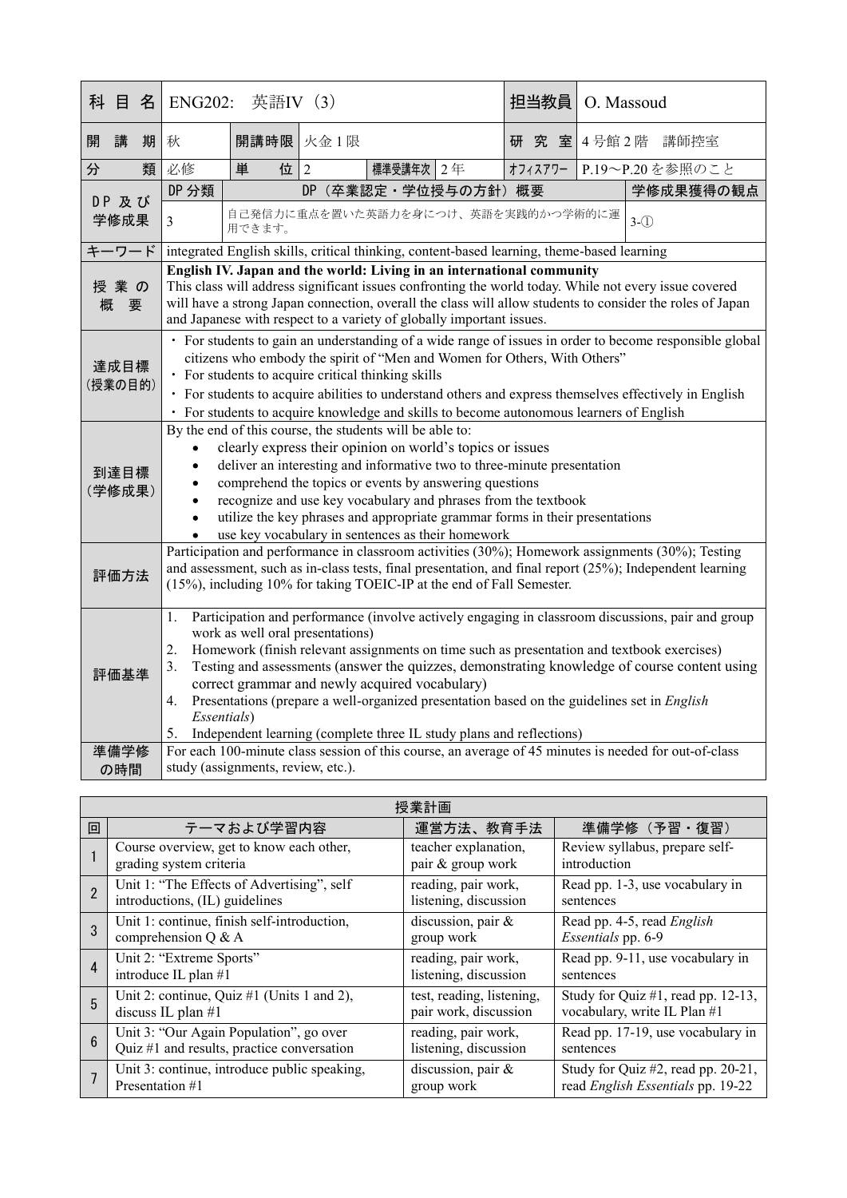| 科目名 | ENG202: 英語IV（3） | | | | | 担当教員 | O. Massoud |
|---|---|---|---|---|---|---|---|
| 開講期 | 秋 | 開講時限 | 火金1限 | | | 研究室 | 4号館2階　講師控室 |
| 分類 | 必修 | 単位 | 2 | 標準受講年次 | 2年 | オフィスアワー | P.19～P.20を参照のこと |
| DP及び学修成果 | DP分類 | DP（卒業認定・学位授与の方針）概要 | | | | | 学修成果獲得の観点 |
| | 3 | 自己発信力に重点を置いた英語力を身につけ、英語を実践的かつ学術的に運用できます。 | | | | | 3-① |
| キーワード | integrated English skills, critical thinking, content-based learning, theme-based learning | | | | | | |
| 授業の概要 | **English IV. Japan and the world: Living in an international community**<br>This class will address significant issues confronting the world today. While not every issue covered will have a strong Japan connection, overall the class will allow students to consider the roles of Japan and Japanese with respect to a variety of globally important issues. | | | | | | |
| 達成目標（授業の目的） | ・ For students to gain an understanding of a wide range of issues in order to become responsible global citizens who embody the spirit of "Men and Women for Others, With Others"<br>・ For students to acquire critical thinking skills<br>・ For students to acquire abilities to understand others and express themselves effectively in English<br>・ For students to acquire knowledge and skills to become autonomous learners of English | | | | | | |
| 到達目標（学修成果） | By the end of this course, the students will be able to:<br>• clearly express their opinion on world's topics or issues<br>• deliver an interesting and informative two to three-minute presentation<br>• comprehend the topics or events by answering questions<br>• recognize and use key vocabulary and phrases from the textbook<br>• utilize the key phrases and appropriate grammar forms in their presentations<br>• use key vocabulary in sentences as their homework | | | | | | |
| 評価方法 | Participation and performance in classroom activities (30%); Homework assignments (30%); Testing and assessment, such as in-class tests, final presentation, and final report (25%); Independent learning (15%), including 10% for taking TOEIC-IP at the end of Fall Semester. | | | | | | |
| 評価基準 | 1. Participation and performance (involve actively engaging in classroom discussions, pair and group work as well oral presentations)<br>2. Homework (finish relevant assignments on time such as presentation and textbook exercises)<br>3. Testing and assessments (answer the quizzes, demonstrating knowledge of course content using correct grammar and newly acquired vocabulary)<br>4. Presentations (prepare a well-organized presentation based on the guidelines set in *English Essentials*)<br>5. Independent learning (complete three IL study plans and reflections) | | | | | | |
| 準備学修の時間 | For each 100-minute class session of this course, an average of 45 minutes is needed for out-of-class study (assignments, review, etc.). | | | | | | |

**授業計画**

| 回 | テーマおよび学習内容 | 運営方法、教育手法 | 準備学修（予習・復習） |
|---|---|---|---|
| 1 | Course overview, get to know each other, grading system criteria | teacher explanation, pair & group work | Review syllabus, prepare self-introduction |
| 2 | Unit 1: "The Effects of Advertising", self introductions, (IL) guidelines | reading, pair work, listening, discussion | Read pp. 1-3, use vocabulary in sentences |
| 3 | Unit 1: continue, finish self-introduction, comprehension Q & A | discussion, pair & group work | Read pp. 4-5, read *English Essentials* pp. 6-9 |
| 4 | Unit 2: "Extreme Sports" introduce IL plan #1 | reading, pair work, listening, discussion | Read pp. 9-11, use vocabulary in sentences |
| 5 | Unit 2: continue, Quiz #1 (Units 1 and 2), discuss IL plan #1 | test, reading, listening, pair work, discussion | Study for Quiz #1, read pp. 12-13, vocabulary, write IL Plan #1 |
| 6 | Unit 3: "Our Again Population", go over Quiz #1 and results, practice conversation | reading, pair work, listening, discussion | Read pp. 17-19, use vocabulary in sentences |
| 7 | Unit 3: continue, introduce public speaking, Presentation #1 | discussion, pair & group work | Study for Quiz #2, read pp. 20-21, read *English Essentials* pp. 19-22 |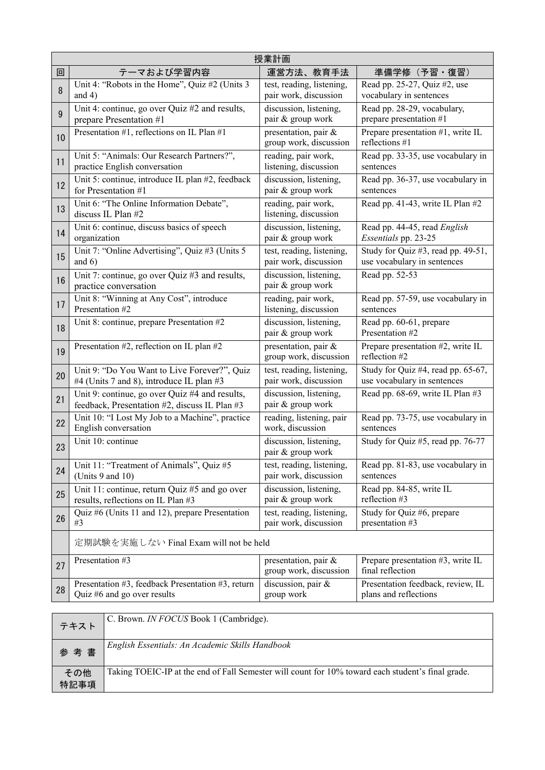| 授業計画 | | | |
|---|---|---|---|
| 回 | テーマおよび学習内容 | 運営方法、教育手法 | 準備学修（予習・復習） |
| 8 | Unit 4: "Robots in the Home", Quiz #2 (Units 3 and 4) | test, reading, listening, pair work, discussion | Read pp. 25-27, Quiz #2, use vocabulary in sentences |
| 9 | Unit 4: continue, go over Quiz #2 and results, prepare Presentation #1 | discussion, listening, pair & group work | Read pp. 28-29, vocabulary, prepare presentation #1 |
| 10 | Presentation #1, reflections on IL Plan #1 | presentation, pair & group work, discussion | Prepare presentation #1, write IL reflections #1 |
| 11 | Unit 5: "Animals: Our Research Partners?", practice English conversation | reading, pair work, listening, discussion | Read pp. 33-35, use vocabulary in sentences |
| 12 | Unit 5: continue, introduce IL plan #2, feedback for Presentation #1 | discussion, listening, pair & group work | Read pp. 36-37, use vocabulary in sentences |
| 13 | Unit 6: "The Online Information Debate", discuss IL Plan #2 | reading, pair work, listening, discussion | Read pp. 41-43, write IL Plan #2 |
| 14 | Unit 6: continue, discuss basics of speech organization | discussion, listening, pair & group work | Read pp. 44-45, read *English Essentials* pp. 23-25 |
| 15 | Unit 7: "Online Advertising", Quiz #3 (Units 5 and 6) | test, reading, listening, pair work, discussion | Study for Quiz #3, read pp. 49-51, use vocabulary in sentences |
| 16 | Unit 7: continue, go over Quiz #3 and results, practice conversation | discussion, listening, pair & group work | Read pp. 52-53 |
| 17 | Unit 8: "Winning at Any Cost", introduce Presentation #2 | reading, pair work, listening, discussion | Read pp. 57-59, use vocabulary in sentences |
| 18 | Unit 8: continue, prepare Presentation #2 | discussion, listening, pair & group work | Read pp. 60-61, prepare Presentation #2 |
| 19 | Presentation #2, reflection on IL plan #2 | presentation, pair & group work, discussion | Prepare presentation #2, write IL reflection #2 |
| 20 | Unit 9: "Do You Want to Live Forever?", Quiz #4 (Units 7 and 8), introduce IL plan #3 | test, reading, listening, pair work, discussion | Study for Quiz #4, read pp. 65-67, use vocabulary in sentences |
| 21 | Unit 9: continue, go over Quiz #4 and results, feedback, Presentation #2, discuss IL Plan #3 | discussion, listening, pair & group work | Read pp. 68-69, write IL Plan #3 |
| 22 | Unit 10: "I Lost My Job to a Machine", practice English conversation | reading, listening, pair work, discussion | Read pp. 73-75, use vocabulary in sentences |
| 23 | Unit 10: continue | discussion, listening, pair & group work | Study for Quiz #5, read pp. 76-77 |
| 24 | Unit 11: "Treatment of Animals", Quiz #5 (Units 9 and 10) | test, reading, listening, pair work, discussion | Read pp. 81-83, use vocabulary in sentences |
| 25 | Unit 11: continue, return Quiz #5 and go over results, reflections on IL Plan #3 | discussion, listening, pair & group work | Read pp. 84-85, write IL reflection #3 |
| 26 | Quiz #6 (Units 11 and 12), prepare Presentation #3 | test, reading, listening, pair work, discussion | Study for Quiz #6, prepare presentation #3 |
| | 定期試験を実施しない Final Exam will not be held | | |
| 27 | Presentation #3 | presentation, pair & group work, discussion | Prepare presentation #3, write IL final reflection |
| 28 | Presentation #3, feedback Presentation #3, return Quiz #6 and go over results | discussion, pair & group work | Presentation feedback, review, IL plans and reflections |

| | |
|---|---|
| テキスト | C. Brown. *IN FOCUS* Book 1 (Cambridge). |
| 参考書 | *English Essentials: An Academic Skills Handbook* |
| その他特記事項 | Taking TOEIC-IP at the end of Fall Semester will count for 10% toward each student's final grade. |